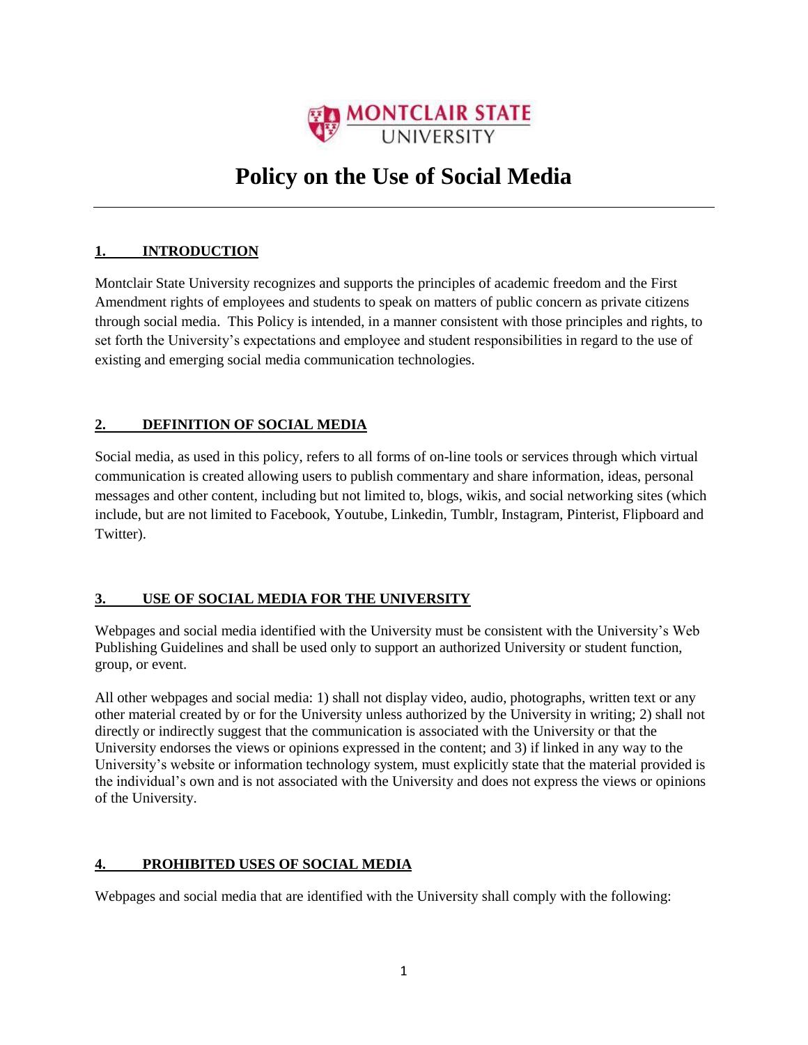MONTCLAIR STATE UNIVERSITY

# Policy on the Use of Social Media

## 1. INTRODUCTION

Montclair State University recognizes and supports the principles of academic freedom and the First Amendment rights of employees and students to speak on matters of public concern as private citizens through social media. This Policy is intended, in a manner consistent with those principles and rights, to set forth the University's expectations and employee and student responsibilities in regard to the use of existing and emerging social media communication technologies.

## 2. DEFINITION OF SOCIAL MEDIA

Social media, as used in this policy, refers to all forms of on-line tools or services through which virtual communication is created allowing users to publish commentary and share information, ideas, personal messages and other content, including but not limited to, blogs, wikis, and social networking sites (which include, but are not limited to Facebook, Youtube, Linkedin, Tumblr, Instagram, Pinterist, Flipboard and Twitter).

## 3. USE OF SOCIAL MEDIA FOR THE UNIVERSITY

Webpages and social media identified with the University must be consistent with the University's Web Publishing Guidelines and shall be used only to support an authorized University or student function, group, or event.

All other webpages and social media: 1) shall not display video, audio, photographs, written text or any other material created by or for the University unless authorized by the University in writing; 2) shall not directly or indirectly suggest that the communication is associated with the University or that the University endorses the views or opinions expressed in the content; and 3) if linked in any way to the University's website or information technology system, must explicitly state that the material provided is the individual's own and is not associated with the University and does not express the views or opinions of the University.

## 4. PROHIBITED USES OF SOCIAL MEDIA

Webpages and social media that are identified with the University shall comply with the following: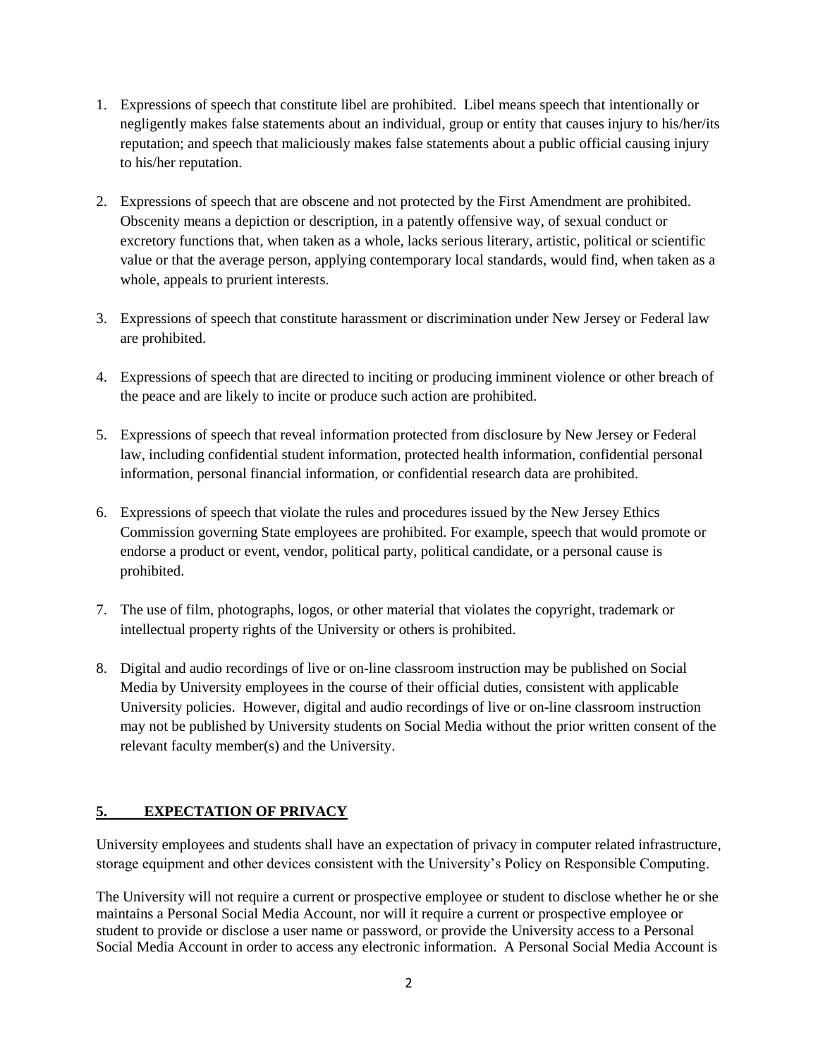1. Expressions of speech that constitute libel are prohibited. Libel means speech that intentionally or negligently makes false statements about an individual, group or entity that causes injury to his/her/its reputation; and speech that maliciously makes false statements about a public official causing injury to his/her reputation.

2. Expressions of speech that are obscene and not protected by the First Amendment are prohibited. Obscenity means a depiction or description, in a patently offensive way, of sexual conduct or excretory functions that, when taken as a whole, lacks serious literary, artistic, political or scientific value or that the average person, applying contemporary local standards, would find, when taken as a whole, appeals to prurient interests.

3. Expressions of speech that constitute harassment or discrimination under New Jersey or Federal law are prohibited.

4. Expressions of speech that are directed to inciting or producing imminent violence or other breach of the peace and are likely to incite or produce such action are prohibited.

5. Expressions of speech that reveal information protected from disclosure by New Jersey or Federal law, including confidential student information, protected health information, confidential personal information, personal financial information, or confidential research data are prohibited.

6. Expressions of speech that violate the rules and procedures issued by the New Jersey Ethics Commission governing State employees are prohibited. For example, speech that would promote or endorse a product or event, vendor, political party, political candidate, or a personal cause is prohibited.

7. The use of film, photographs, logos, or other material that violates the copyright, trademark or intellectual property rights of the University or others is prohibited.

8. Digital and audio recordings of live or on-line classroom instruction may be published on Social Media by University employees in the course of their official duties, consistent with applicable University policies. However, digital and audio recordings of live or on-line classroom instruction may not be published by University students on Social Media without the prior written consent of the relevant faculty member(s) and the University.

## 5. EXPECTATION OF PRIVACY

University employees and students shall have an expectation of privacy in computer related infrastructure, storage equipment and other devices consistent with the University's Policy on Responsible Computing.

The University will not require a current or prospective employee or student to disclose whether he or she maintains a Personal Social Media Account, nor will it require a current or prospective employee or student to provide or disclose a user name or password, or provide the University access to a Personal Social Media Account in order to access any electronic information. A Personal Social Media Account is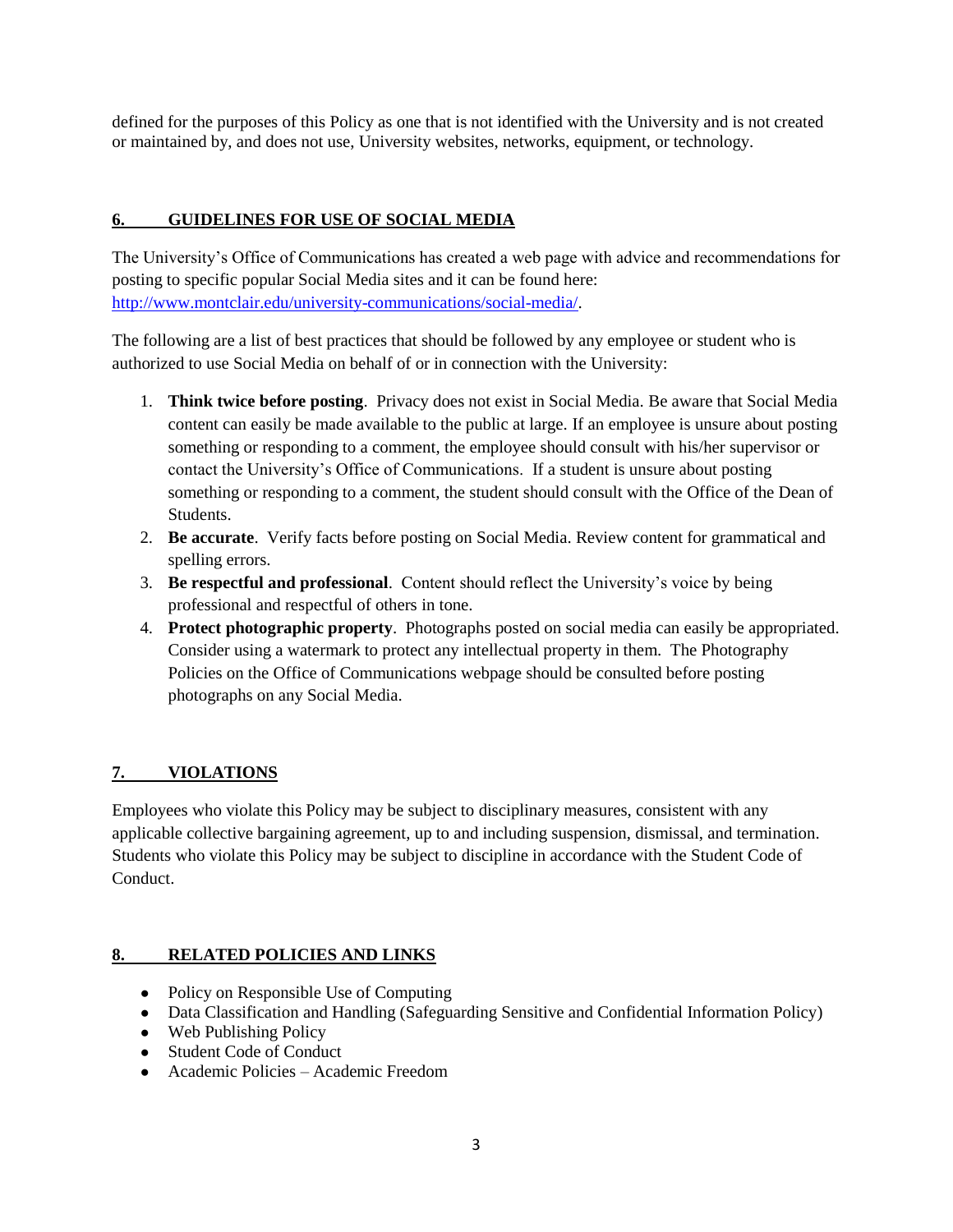defined for the purposes of this Policy as one that is not identified with the University and is not created or maintained by, and does not use, University websites, networks, equipment, or technology.

## 6. GUIDELINES FOR USE OF SOCIAL MEDIA

The University's Office of Communications has created a web page with advice and recommendations for posting to specific popular Social Media sites and it can be found here: [http://www.montclair.edu/university-communications/social-media/](http://www.montclair.edu/university-communications/social-media/).

The following are a list of best practices that should be followed by any employee or student who is authorized to use Social Media on behalf of or in connection with the University:

1. **Think twice before posting**. Privacy does not exist in Social Media. Be aware that Social Media content can easily be made available to the public at large. If an employee is unsure about posting something or responding to a comment, the employee should consult with his/her supervisor or contact the University's Office of Communications. If a student is unsure about posting something or responding to a comment, the student should consult with the Office of the Dean of Students.
2. **Be accurate**. Verify facts before posting on Social Media. Review content for grammatical and spelling errors.
3. **Be respectful and professional**. Content should reflect the University's voice by being professional and respectful of others in tone.
4. **Protect photographic property**. Photographs posted on social media can easily be appropriated. Consider using a watermark to protect any intellectual property in them. The Photography Policies on the Office of Communications webpage should be consulted before posting photographs on any Social Media.

## 7. VIOLATIONS

Employees who violate this Policy may be subject to disciplinary measures, consistent with any applicable collective bargaining agreement, up to and including suspension, dismissal, and termination. Students who violate this Policy may be subject to discipline in accordance with the Student Code of Conduct.

## 8. RELATED POLICIES AND LINKS

- Policy on Responsible Use of Computing
- Data Classification and Handling (Safeguarding Sensitive and Confidential Information Policy)
- Web Publishing Policy
- Student Code of Conduct
- Academic Policies – Academic Freedom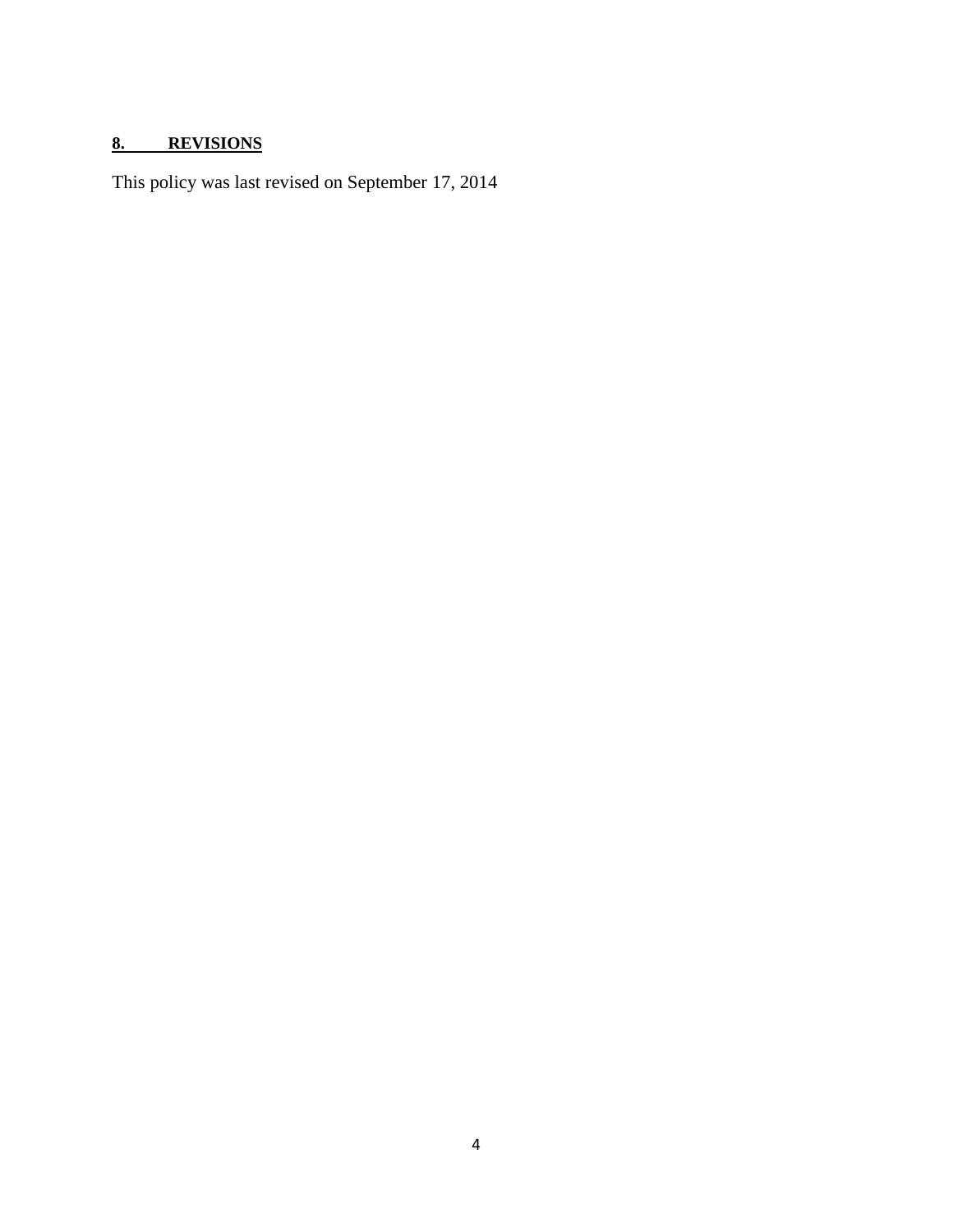## **8. REVISIONS**

This policy was last revised on September 17, 2014